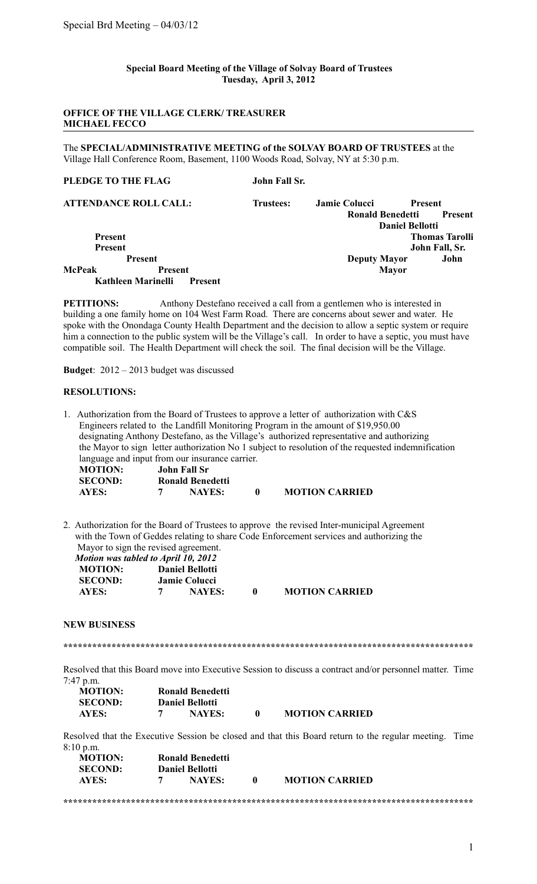**Special Board Meeting of the Village of Solvay Board of Trustees**
**Tuesday, April 3, 2012**

**OFFICE OF THE VILLAGE CLERK/ TREASURER**
**MICHAEL FECCO**

---

The **SPECIAL/ADMINISTRATIVE MEETING of the SOLVAY BOARD OF TRUSTEES** at the Village Hall Conference Room, Basement, 1100 Woods Road, Solvay, NY at 5:30 p.m.

**PLEDGE TO THE FLAG** **John Fall Sr.**

**ATTENDANCE ROLL CALL:** **Trustees:**

| | |
|---|---|
| **Jamie Colucci** | **Present** |
| **Ronald Benedetti** | **Present** |
| **Daniel Bellotti** | **Present** |
| **Thomas Tarolli** | **Present** |
| **John Fall, Sr.** | **Present** |
| **Deputy Mayor John McPeak** | **Present** |
| **Mayor Kathleen Marinelli** | **Present** |

**PETITIONS:** Anthony Destefano received a call from a gentlemen who is interested in building a one family home on 104 West Farm Road. There are concerns about sewer and water. He spoke with the Onondaga County Health Department and the decision to allow a septic system or require him a connection to the public system will be the Village's call. In order to have a septic, you must have compatible soil. The Health Department will check the soil. The final decision will be the Village.

**Budget**: 2012 – 2013 budget was discussed

**RESOLUTIONS:**

1. Authorization from the Board of Trustees to approve a letter of authorization with C&S Engineers related to the Landfill Monitoring Program in the amount of $19,950.00 designating Anthony Destefano, as the Village's authorized representative and authorizing the Mayor to sign letter authorization No 1 subject to resolution of the requested indemnification language and input from our insurance carrier.

| | | | | |
|---|---|---|---|---|
| **MOTION:** | **John Fall Sr** | | | |
| **SECOND:** | **Ronald Benedetti** | | | |
| **AYES:** | **7** | **NAYES:** | **0** | **MOTION CARRIED** |

2. Authorization for the Board of Trustees to approve the revised Inter-municipal Agreement with the Town of Geddes relating to share Code Enforcement services and authorizing the Mayor to sign the revised agreement.

***Motion was tabled to April 10, 2012***

| | | | | |
|---|---|---|---|---|
| **MOTION:** | **Daniel Bellotti** | | | |
| **SECOND:** | **Jamie Colucci** | | | |
| **AYES:** | **7** | **NAYES:** | **0** | **MOTION CARRIED** |

**NEW BUSINESS**

**************************************************************************************

Resolved that this Board move into Executive Session to discuss a contract and/or personnel matter. Time 7:47 p.m.

| | | | | |
|---|---|---|---|---|
| **MOTION:** | **Ronald Benedetti** | | | |
| **SECOND:** | **Daniel Bellotti** | | | |
| **AYES:** | **7** | **NAYES:** | **0** | **MOTION CARRIED** |

Resolved that the Executive Session be closed and that this Board return to the regular meeting. Time 8:10 p.m.

| | | | | |
|---|---|---|---|---|
| **MOTION:** | **Ronald Benedetti** | | | |
| **SECOND:** | **Daniel Bellotti** | | | |
| **AYES:** | **7** | **NAYES:** | **0** | **MOTION CARRIED** |

**************************************************************************************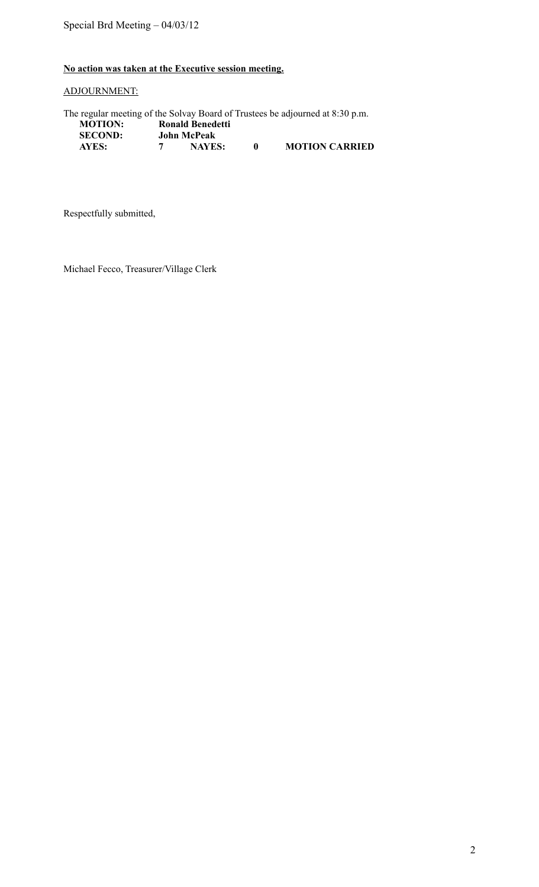**No action was taken at the Executive session meeting.**

ADJOURNMENT:

The regular meeting of the Solvay Board of Trustees be adjourned at 8:30 p.m.

**MOTION:** **Ronald Benedetti**
**SECOND:** **John McPeak**
**AYES:** **7** **NAYES:** **0** **MOTION CARRIED**

Respectfully submitted,

Michael Fecco, Treasurer/Village Clerk